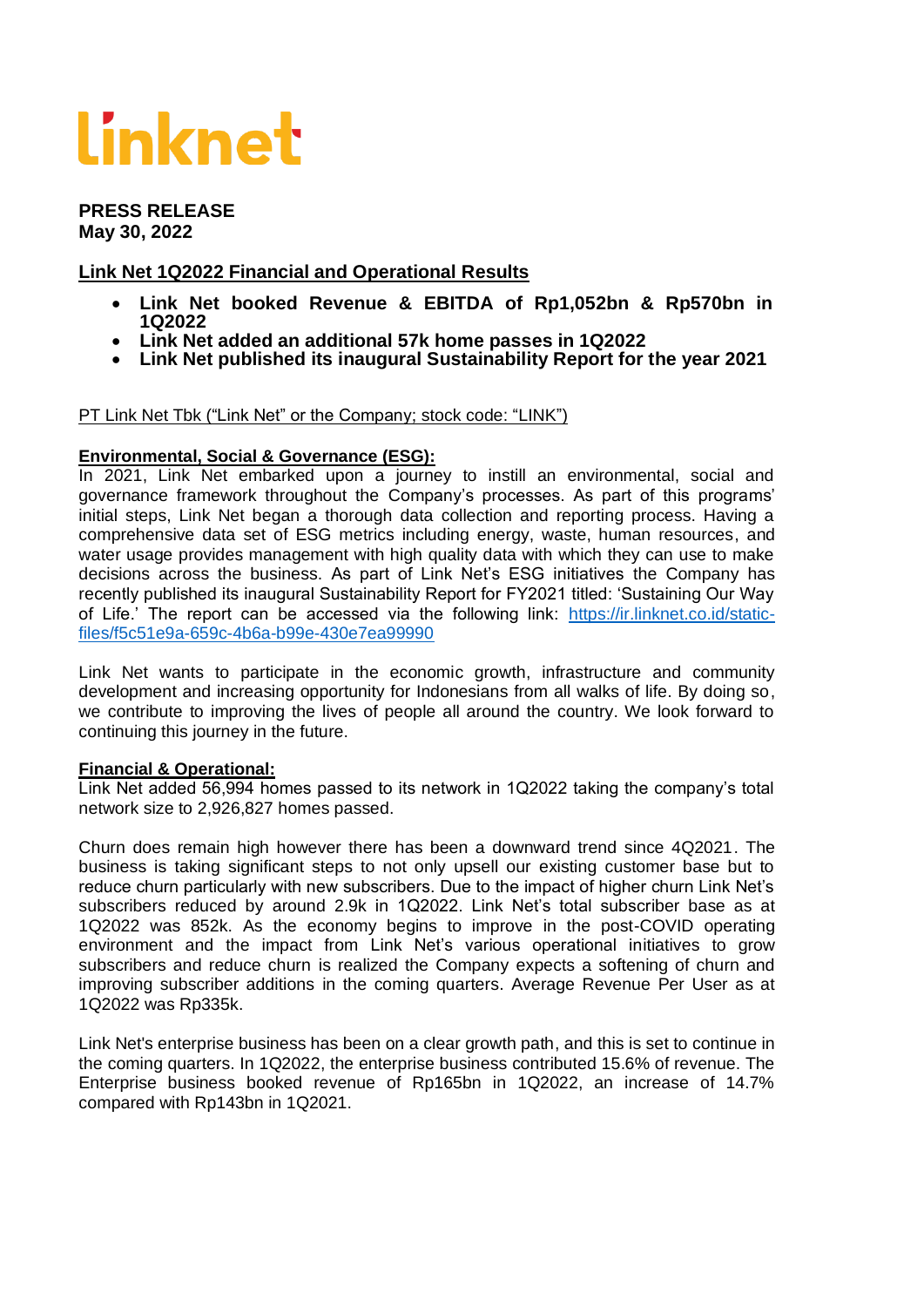linknet

**PRESS RELEASE**
**May 30, 2022**

## Link Net 1Q2022 Financial and Operational Results

- **Link Net booked Revenue & EBITDA of Rp1,052bn & Rp570bn in 1Q2022**
- **Link Net added an additional 57k home passes in 1Q2022**
- **Link Net published its inaugural Sustainability Report for the year 2021**

PT Link Net Tbk ("Link Net" or the Company; stock code: "LINK")

**Environmental, Social & Governance (ESG):**

In 2021, Link Net embarked upon a journey to instill an environmental, social and governance framework throughout the Company's processes. As part of this programs' initial steps, Link Net began a thorough data collection and reporting process. Having a comprehensive data set of ESG metrics including energy, waste, human resources, and water usage provides management with high quality data with which they can use to make decisions across the business. As part of Link Net's ESG initiatives the Company has recently published its inaugural Sustainability Report for FY2021 titled: 'Sustaining Our Way of Life.' The report can be accessed via the following link: https://ir.linknet.co.id/static-files/f5c51e9a-659c-4b6a-b99e-430e7ea99990

Link Net wants to participate in the economic growth, infrastructure and community development and increasing opportunity for Indonesians from all walks of life. By doing so, we contribute to improving the lives of people all around the country. We look forward to continuing this journey in the future.

**Financial & Operational:**

Link Net added 56,994 homes passed to its network in 1Q2022 taking the company's total network size to 2,926,827 homes passed.

Churn does remain high however there has been a downward trend since 4Q2021. The business is taking significant steps to not only upsell our existing customer base but to reduce churn particularly with new subscribers. Due to the impact of higher churn Link Net's subscribers reduced by around 2.9k in 1Q2022. Link Net's total subscriber base as at 1Q2022 was 852k. As the economy begins to improve in the post-COVID operating environment and the impact from Link Net's various operational initiatives to grow subscribers and reduce churn is realized the Company expects a softening of churn and improving subscriber additions in the coming quarters. Average Revenue Per User as at 1Q2022 was Rp335k.

Link Net's enterprise business has been on a clear growth path, and this is set to continue in the coming quarters. In 1Q2022, the enterprise business contributed 15.6% of revenue. The Enterprise business booked revenue of Rp165bn in 1Q2022, an increase of 14.7% compared with Rp143bn in 1Q2021.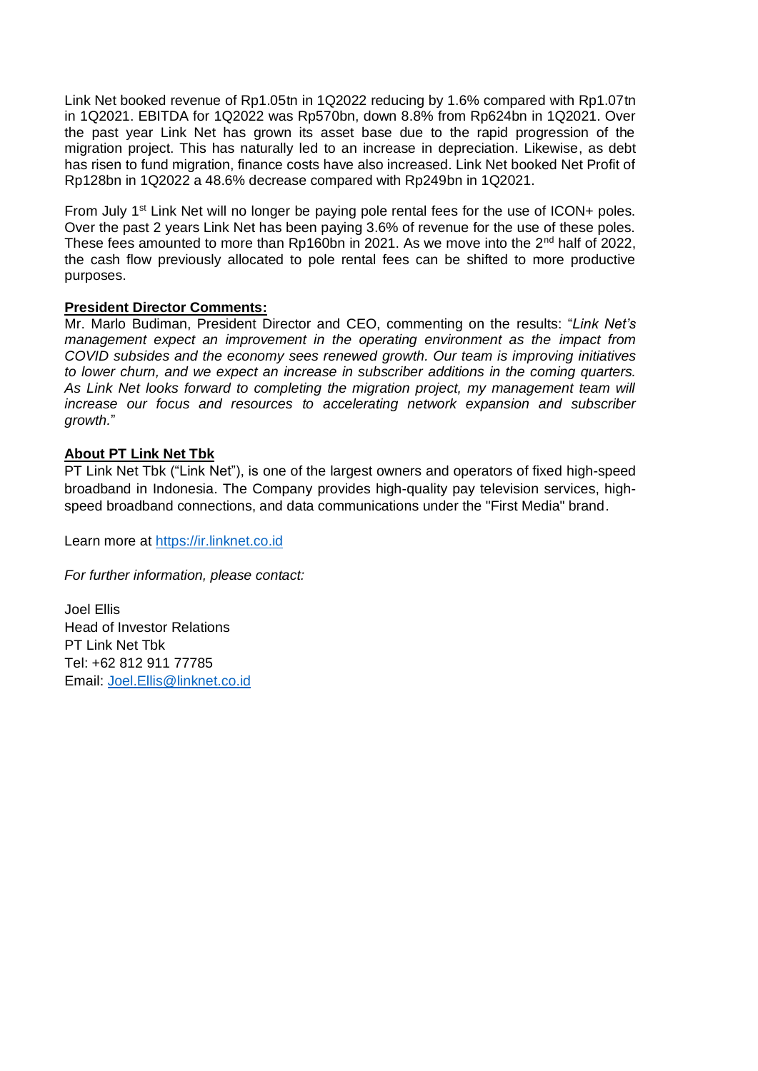Link Net booked revenue of Rp1.05tn in 1Q2022 reducing by 1.6% compared with Rp1.07tn in 1Q2021. EBITDA for 1Q2022 was Rp570bn, down 8.8% from Rp624bn in 1Q2021. Over the past year Link Net has grown its asset base due to the rapid progression of the migration project. This has naturally led to an increase in depreciation. Likewise, as debt has risen to fund migration, finance costs have also increased. Link Net booked Net Profit of Rp128bn in 1Q2022 a 48.6% decrease compared with Rp249bn in 1Q2021.

From July 1st Link Net will no longer be paying pole rental fees for the use of ICON+ poles. Over the past 2 years Link Net has been paying 3.6% of revenue for the use of these poles. These fees amounted to more than Rp160bn in 2021. As we move into the 2nd half of 2022, the cash flow previously allocated to pole rental fees can be shifted to more productive purposes.

**President Director Comments:**

Mr. Marlo Budiman, President Director and CEO, commenting on the results: "*Link Net's management expect an improvement in the operating environment as the impact from COVID subsides and the economy sees renewed growth. Our team is improving initiatives to lower churn, and we expect an increase in subscriber additions in the coming quarters. As Link Net looks forward to completing the migration project, my management team will increase our focus and resources to accelerating network expansion and subscriber growth.*"

**About PT Link Net Tbk**

PT Link Net Tbk ("Link Net"), is one of the largest owners and operators of fixed high-speed broadband in Indonesia. The Company provides high-quality pay television services, high-speed broadband connections, and data communications under the "First Media" brand.

Learn more at [https://ir.linknet.co.id](https://ir.linknet.co.id)

*For further information, please contact:*

Joel Ellis
Head of Investor Relations
PT Link Net Tbk
Tel: +62 812 911 77785
Email: [Joel.Ellis@linknet.co.id](mailto:Joel.Ellis@linknet.co.id)